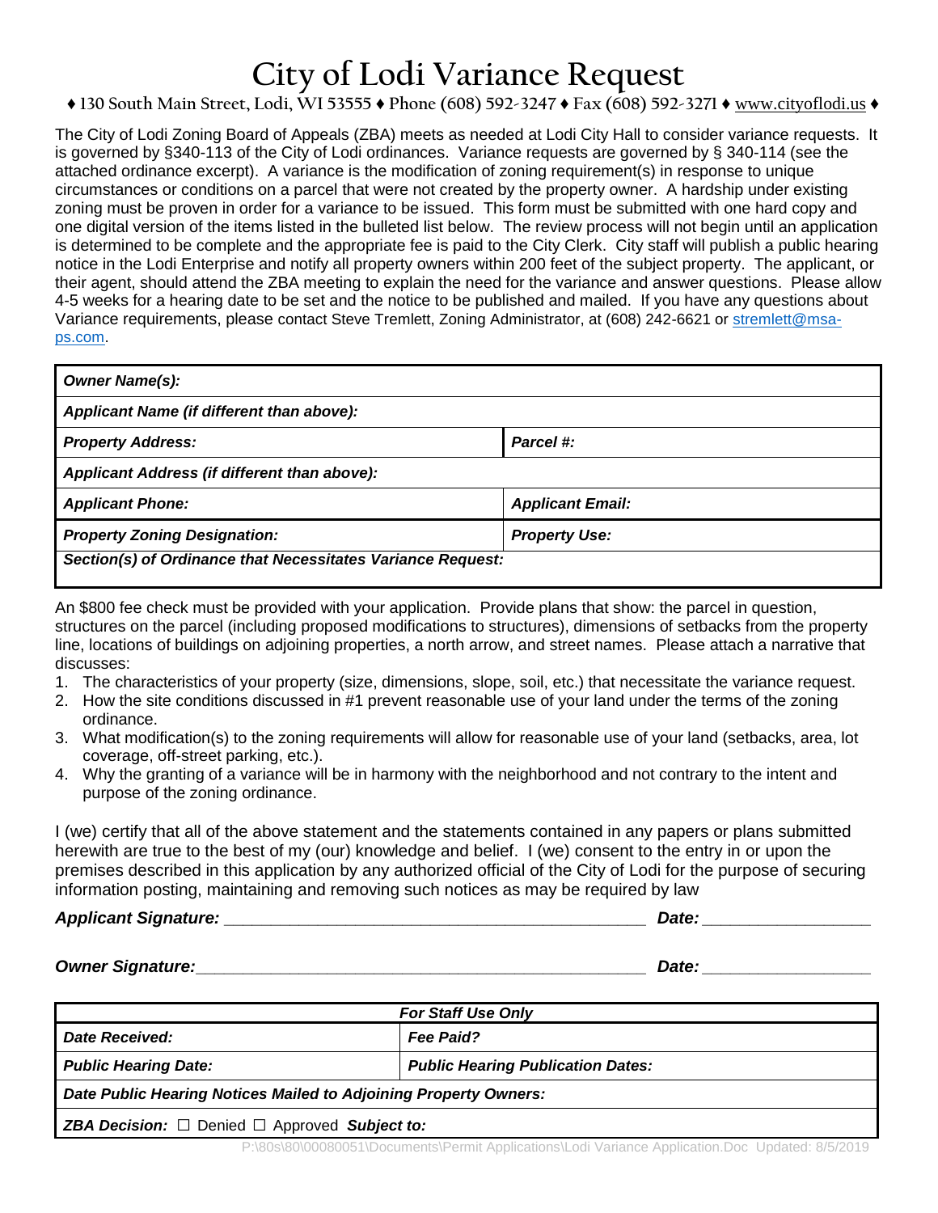# City of Lodi Variance Request

♦ 130 South Main Street, Lodi, WI 53555 ♦ Phone (608) 592-3247 ♦ Fax (608) 592-3271 ♦ www.cityoflodi.us ♦

The City of Lodi Zoning Board of Appeals (ZBA) meets as needed at Lodi City Hall to consider variance requests. It is governed by §340-113 of the City of Lodi ordinances. Variance requests are governed by § 340-114 (see the attached ordinance excerpt). A variance is the modification of zoning requirement(s) in response to unique circumstances or conditions on a parcel that were not created by the property owner. A hardship under existing zoning must be proven in order for a variance to be issued. This form must be submitted with one hard copy and one digital version of the items listed in the bulleted list below. The review process will not begin until an application is determined to be complete and the appropriate fee is paid to the City Clerk. City staff will publish a public hearing notice in the Lodi Enterprise and notify all property owners within 200 feet of the subject property. The applicant, or their agent, should attend the ZBA meeting to explain the need for the variance and answer questions. Please allow 4-5 weeks for a hearing date to be set and the notice to be published and mailed. If you have any questions about Variance requirements, please contact Steve Tremlett, Zoning Administrator, at (608) 242-6621 or stremlett@msa-ps.com.

| ***Owner Name(s):*** | |
|---|---|
| ***Applicant Name (if different than above):*** | |
| ***Property Address:*** | ***Parcel #:*** |
| ***Applicant Address (if different than above):*** | |
| ***Applicant Phone:*** | ***Applicant Email:*** |
| ***Property Zoning Designation:*** | ***Property Use:*** |
| ***Section(s) of Ordinance that Necessitates Variance Request:*** | |

An $800 fee check must be provided with your application. Provide plans that show: the parcel in question, structures on the parcel (including proposed modifications to structures), dimensions of setbacks from the property line, locations of buildings on adjoining properties, a north arrow, and street names. Please attach a narrative that discusses:

1. The characteristics of your property (size, dimensions, slope, soil, etc.) that necessitate the variance request.
2. How the site conditions discussed in #1 prevent reasonable use of your land under the terms of the zoning ordinance.
3. What modification(s) to the zoning requirements will allow for reasonable use of your land (setbacks, area, lot coverage, off-street parking, etc.).
4. Why the granting of a variance will be in harmony with the neighborhood and not contrary to the intent and purpose of the zoning ordinance.

I (we) certify that all of the above statement and the statements contained in any papers or plans submitted herewith are true to the best of my (our) knowledge and belief. I (we) consent to the entry in or upon the premises described in this application by any authorized official of the City of Lodi for the purpose of securing information posting, maintaining and removing such notices as may be required by law

***Applicant Signature:*** ______________________________________________ ***Date:*** _________________

***Owner Signature:*** ________________________________________________ ***Date:*** _________________

| ***For Staff Use Only*** | |
|---|---|
| ***Date Received:*** | ***Fee Paid?*** |
| ***Public Hearing Date:*** | ***Public Hearing Publication Dates:*** |
| ***Date Public Hearing Notices Mailed to Adjoining Property Owners:*** | |
| ***ZBA Decision:*** ☐ Denied ☐ Approved ***Subject to:*** | |

P:\80s\80\00080051\Documents\Permit Applications\Lodi Variance Application.Doc Updated: 8/5/2019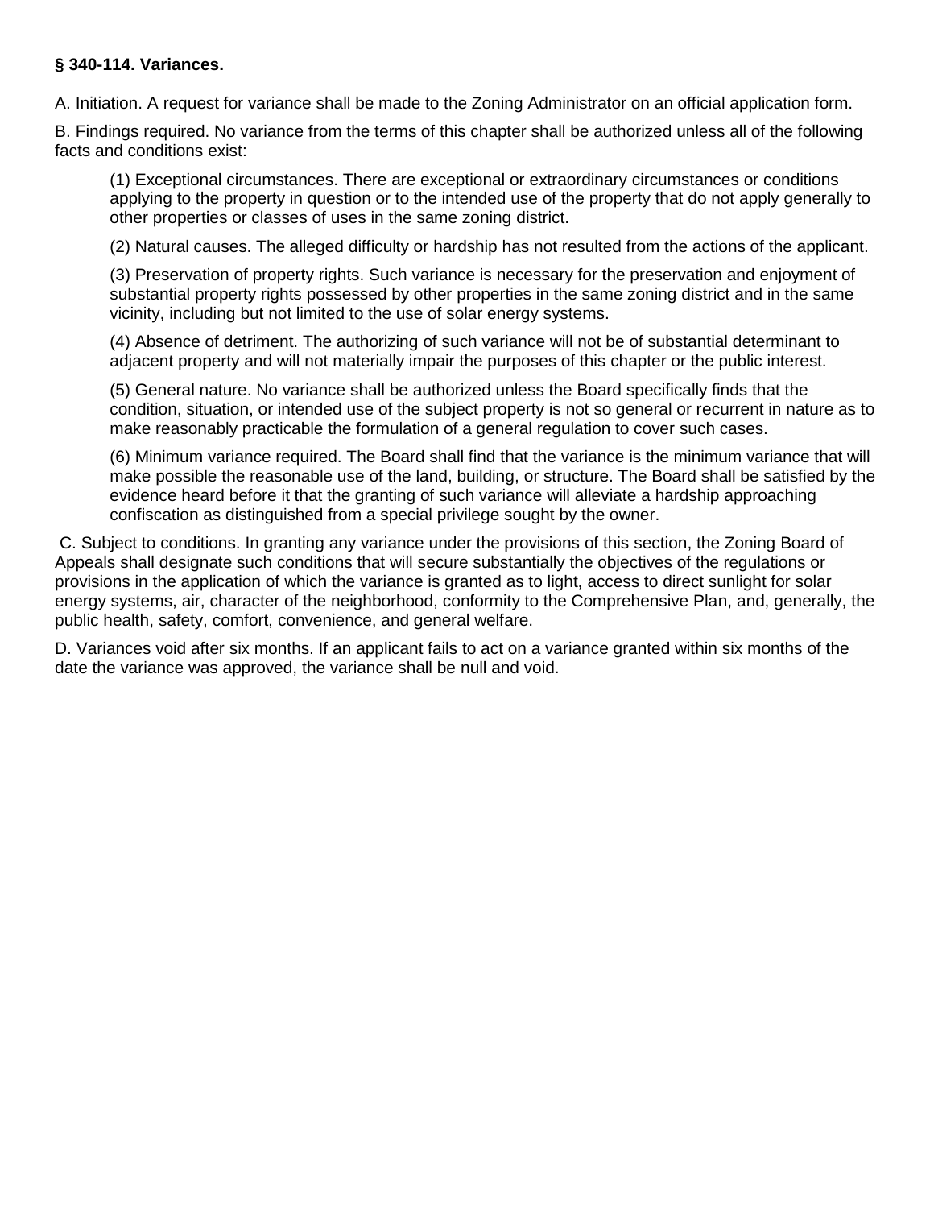**§ 340-114. Variances.**

A. Initiation. A request for variance shall be made to the Zoning Administrator on an official application form.

B. Findings required. No variance from the terms of this chapter shall be authorized unless all of the following facts and conditions exist:

(1) Exceptional circumstances. There are exceptional or extraordinary circumstances or conditions applying to the property in question or to the intended use of the property that do not apply generally to other properties or classes of uses in the same zoning district.

(2) Natural causes. The alleged difficulty or hardship has not resulted from the actions of the applicant.

(3) Preservation of property rights. Such variance is necessary for the preservation and enjoyment of substantial property rights possessed by other properties in the same zoning district and in the same vicinity, including but not limited to the use of solar energy systems.

(4) Absence of detriment. The authorizing of such variance will not be of substantial determinant to adjacent property and will not materially impair the purposes of this chapter or the public interest.

(5) General nature. No variance shall be authorized unless the Board specifically finds that the condition, situation, or intended use of the subject property is not so general or recurrent in nature as to make reasonably practicable the formulation of a general regulation to cover such cases.

(6) Minimum variance required. The Board shall find that the variance is the minimum variance that will make possible the reasonable use of the land, building, or structure. The Board shall be satisfied by the evidence heard before it that the granting of such variance will alleviate a hardship approaching confiscation as distinguished from a special privilege sought by the owner.

C. Subject to conditions. In granting any variance under the provisions of this section, the Zoning Board of Appeals shall designate such conditions that will secure substantially the objectives of the regulations or provisions in the application of which the variance is granted as to light, access to direct sunlight for solar energy systems, air, character of the neighborhood, conformity to the Comprehensive Plan, and, generally, the public health, safety, comfort, convenience, and general welfare.

D. Variances void after six months. If an applicant fails to act on a variance granted within six months of the date the variance was approved, the variance shall be null and void.